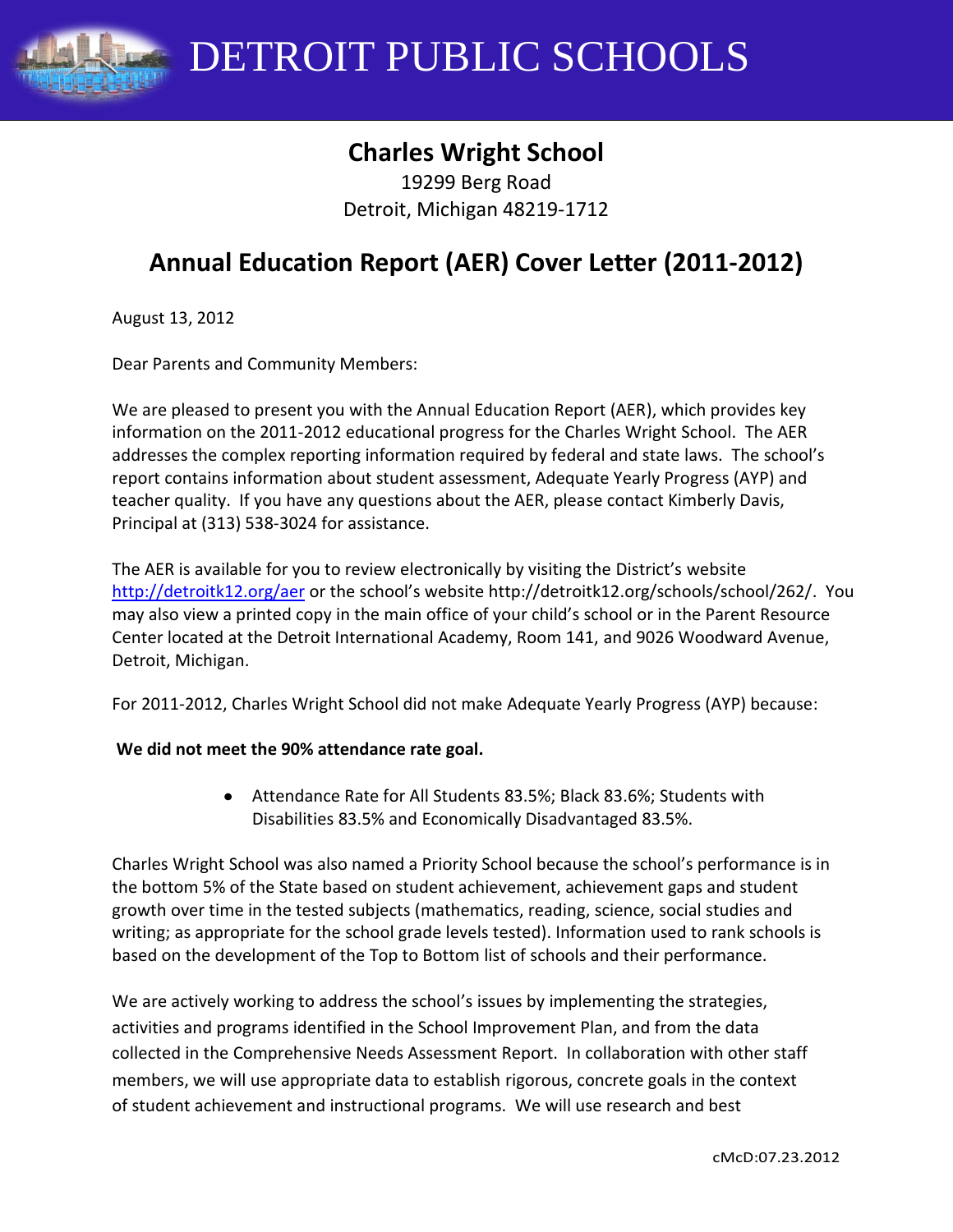# DETROIT PUBLIC SCHOOLS

## Charles Wright School

19299 Berg Road
Detroit, Michigan 48219-1712

## Annual Education Report (AER) Cover Letter (2011-2012)

August 13, 2012

Dear Parents and Community Members:

We are pleased to present you with the Annual Education Report (AER), which provides key information on the 2011-2012 educational progress for the Charles Wright School. The AER addresses the complex reporting information required by federal and state laws. The school's report contains information about student assessment, Adequate Yearly Progress (AYP) and teacher quality. If you have any questions about the AER, please contact Kimberly Davis, Principal at (313) 538-3024 for assistance.

The AER is available for you to review electronically by visiting the District's website http://detroitk12.org/aer or the school's website http://detroitk12.org/schools/school/262/. You may also view a printed copy in the main office of your child's school or in the Parent Resource Center located at the Detroit International Academy, Room 141, and 9026 Woodward Avenue, Detroit, Michigan.

For 2011-2012, Charles Wright School did not make Adequate Yearly Progress (AYP) because:

**We did not meet the 90% attendance rate goal.**

- Attendance Rate for All Students 83.5%; Black 83.6%; Students with Disabilities 83.5% and Economically Disadvantaged 83.5%.

Charles Wright School was also named a Priority School because the school's performance is in the bottom 5% of the State based on student achievement, achievement gaps and student growth over time in the tested subjects (mathematics, reading, science, social studies and writing; as appropriate for the school grade levels tested). Information used to rank schools is based on the development of the Top to Bottom list of schools and their performance.

We are actively working to address the school's issues by implementing the strategies, activities and programs identified in the School Improvement Plan, and from the data collected in the Comprehensive Needs Assessment Report. In collaboration with other staff members, we will use appropriate data to establish rigorous, concrete goals in the context of student achievement and instructional programs. We will use research and best

cMcD:07.23.2012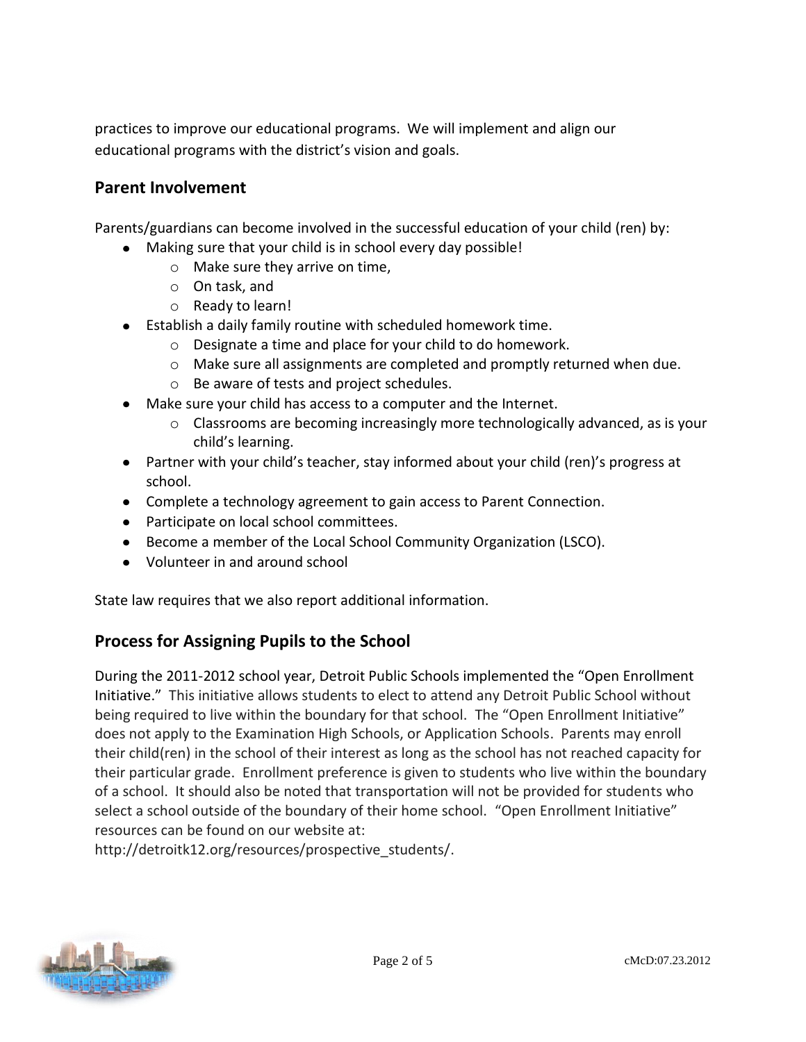practices to improve our educational programs. We will implement and align our educational programs with the district's vision and goals.

## Parent Involvement

Parents/guardians can become involved in the successful education of your child (ren) by:

- Making sure that your child is in school every day possible!
  - Make sure they arrive on time,
  - On task, and
  - Ready to learn!
- Establish a daily family routine with scheduled homework time.
  - Designate a time and place for your child to do homework.
  - Make sure all assignments are completed and promptly returned when due.
  - Be aware of tests and project schedules.
- Make sure your child has access to a computer and the Internet.
  - Classrooms are becoming increasingly more technologically advanced, as is your child's learning.
- Partner with your child's teacher, stay informed about your child (ren)'s progress at school.
- Complete a technology agreement to gain access to Parent Connection.
- Participate on local school committees.
- Become a member of the Local School Community Organization (LSCO).
- Volunteer in and around school

State law requires that we also report additional information.

## Process for Assigning Pupils to the School

During the 2011-2012 school year, Detroit Public Schools implemented the "Open Enrollment Initiative." This initiative allows students to elect to attend any Detroit Public School without being required to live within the boundary for that school. The "Open Enrollment Initiative" does not apply to the Examination High Schools, or Application Schools. Parents may enroll their child(ren) in the school of their interest as long as the school has not reached capacity for their particular grade. Enrollment preference is given to students who live within the boundary of a school. It should also be noted that transportation will not be provided for students who select a school outside of the boundary of their home school. "Open Enrollment Initiative" resources can be found on our website at: http://detroitk12.org/resources/prospective_students/.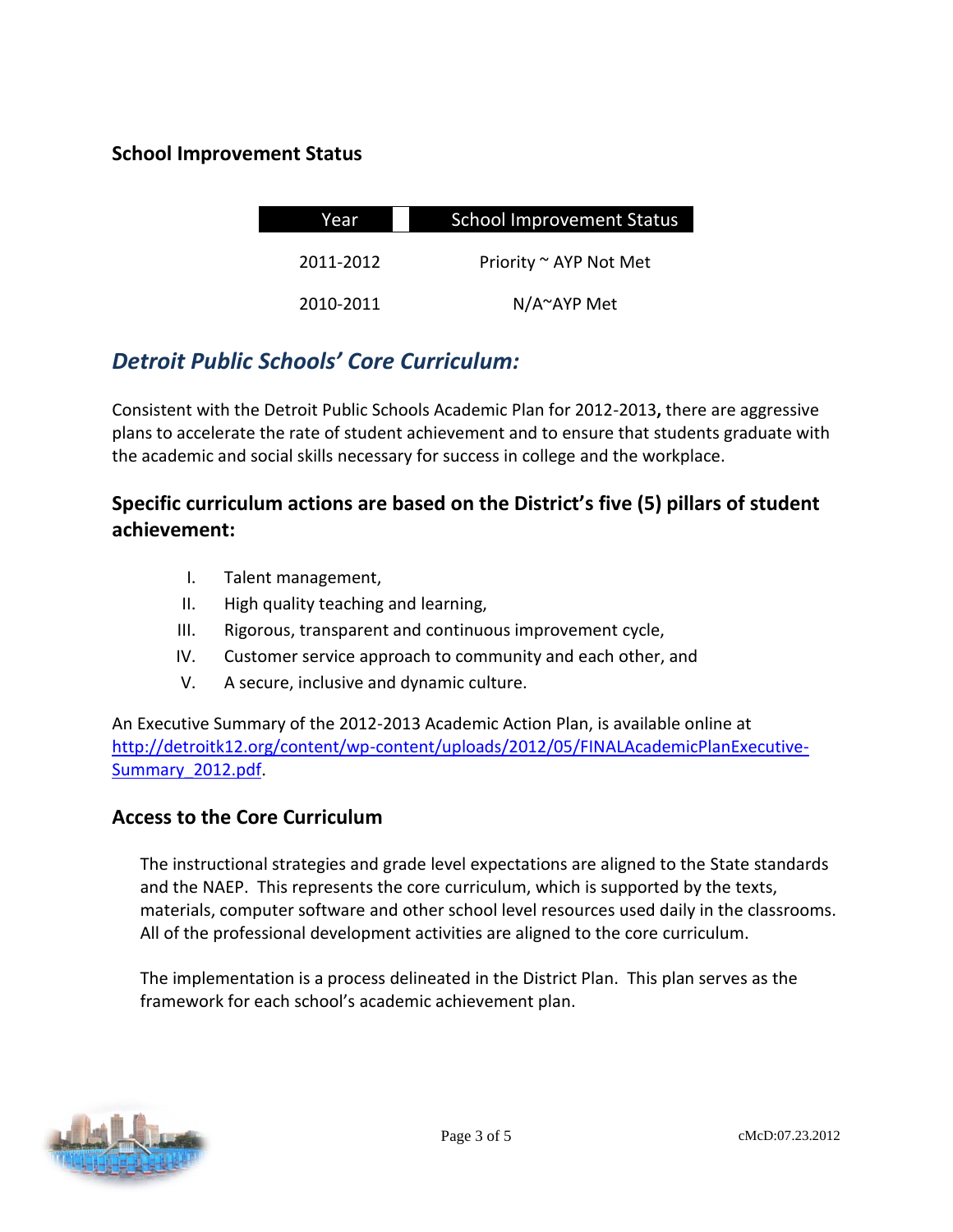### School Improvement Status

| Year | School Improvement Status |
|---|---|
| 2011-2012 | Priority ~ AYP Not Met |
| 2010-2011 | N/A~AYP Met |

## *Detroit Public Schools' Core Curriculum:*

Consistent with the Detroit Public Schools Academic Plan for 2012-2013**,** there are aggressive plans to accelerate the rate of student achievement and to ensure that students graduate with the academic and social skills necessary for success in college and the workplace.

### Specific curriculum actions are based on the District's five (5) pillars of student achievement:

I. Talent management,
II. High quality teaching and learning,
III. Rigorous, transparent and continuous improvement cycle,
IV. Customer service approach to community and each other, and
V. A secure, inclusive and dynamic culture.

An Executive Summary of the 2012-2013 Academic Action Plan, is available online at [http://detroitk12.org/content/wp-content/uploads/2012/05/FINALAcademicPlanExecutive-Summary_2012.pdf](http://detroitk12.org/content/wp-content/uploads/2012/05/FINALAcademicPlanExecutive-Summary_2012.pdf).

### Access to the Core Curriculum

The instructional strategies and grade level expectations are aligned to the State standards and the NAEP. This represents the core curriculum, which is supported by the texts, materials, computer software and other school level resources used daily in the classrooms. All of the professional development activities are aligned to the core curriculum.

The implementation is a process delineated in the District Plan. This plan serves as the framework for each school's academic achievement plan.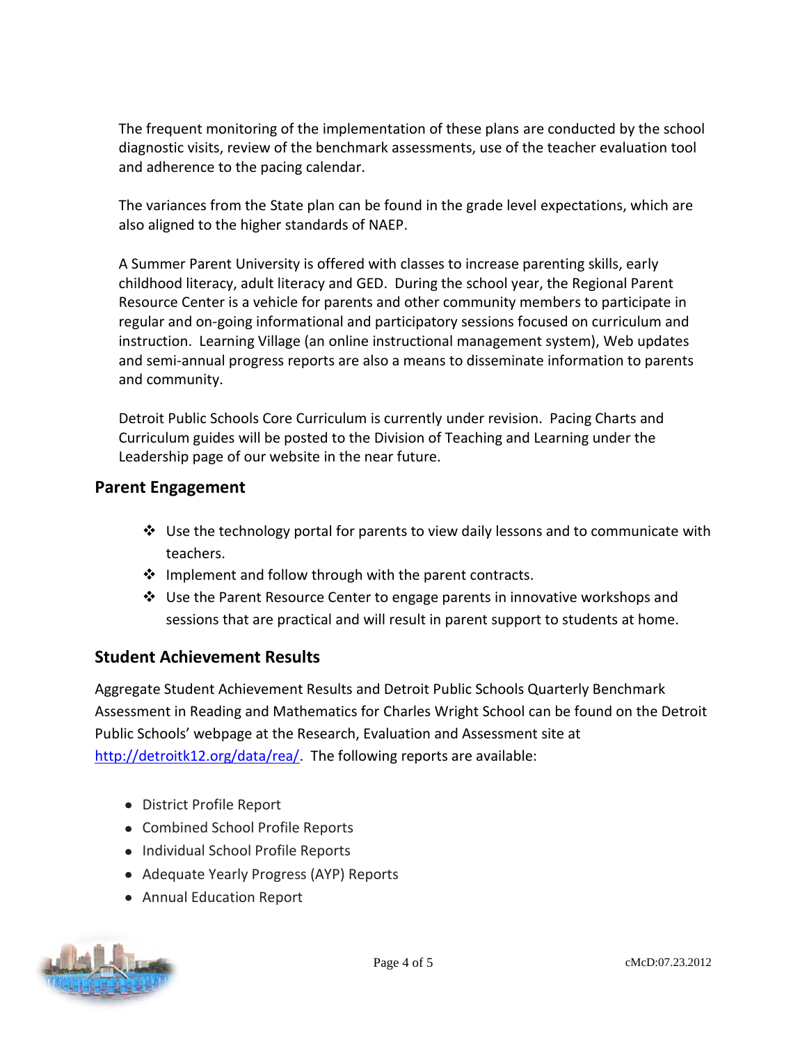The frequent monitoring of the implementation of these plans are conducted by the school diagnostic visits, review of the benchmark assessments, use of the teacher evaluation tool and adherence to the pacing calendar.

The variances from the State plan can be found in the grade level expectations, which are also aligned to the higher standards of NAEP.

A Summer Parent University is offered with classes to increase parenting skills, early childhood literacy, adult literacy and GED. During the school year, the Regional Parent Resource Center is a vehicle for parents and other community members to participate in regular and on-going informational and participatory sessions focused on curriculum and instruction. Learning Village (an online instructional management system), Web updates and semi-annual progress reports are also a means to disseminate information to parents and community.

Detroit Public Schools Core Curriculum is currently under revision. Pacing Charts and Curriculum guides will be posted to the Division of Teaching and Learning under the Leadership page of our website in the near future.

## Parent Engagement

- Use the technology portal for parents to view daily lessons and to communicate with teachers.
- Implement and follow through with the parent contracts.
- Use the Parent Resource Center to engage parents in innovative workshops and sessions that are practical and will result in parent support to students at home.

## Student Achievement Results

Aggregate Student Achievement Results and Detroit Public Schools Quarterly Benchmark Assessment in Reading and Mathematics for Charles Wright School can be found on the Detroit Public Schools' webpage at the Research, Evaluation and Assessment site at http://detroitk12.org/data/rea/. The following reports are available:

- District Profile Report
- Combined School Profile Reports
- Individual School Profile Reports
- Adequate Yearly Progress (AYP) Reports
- Annual Education Report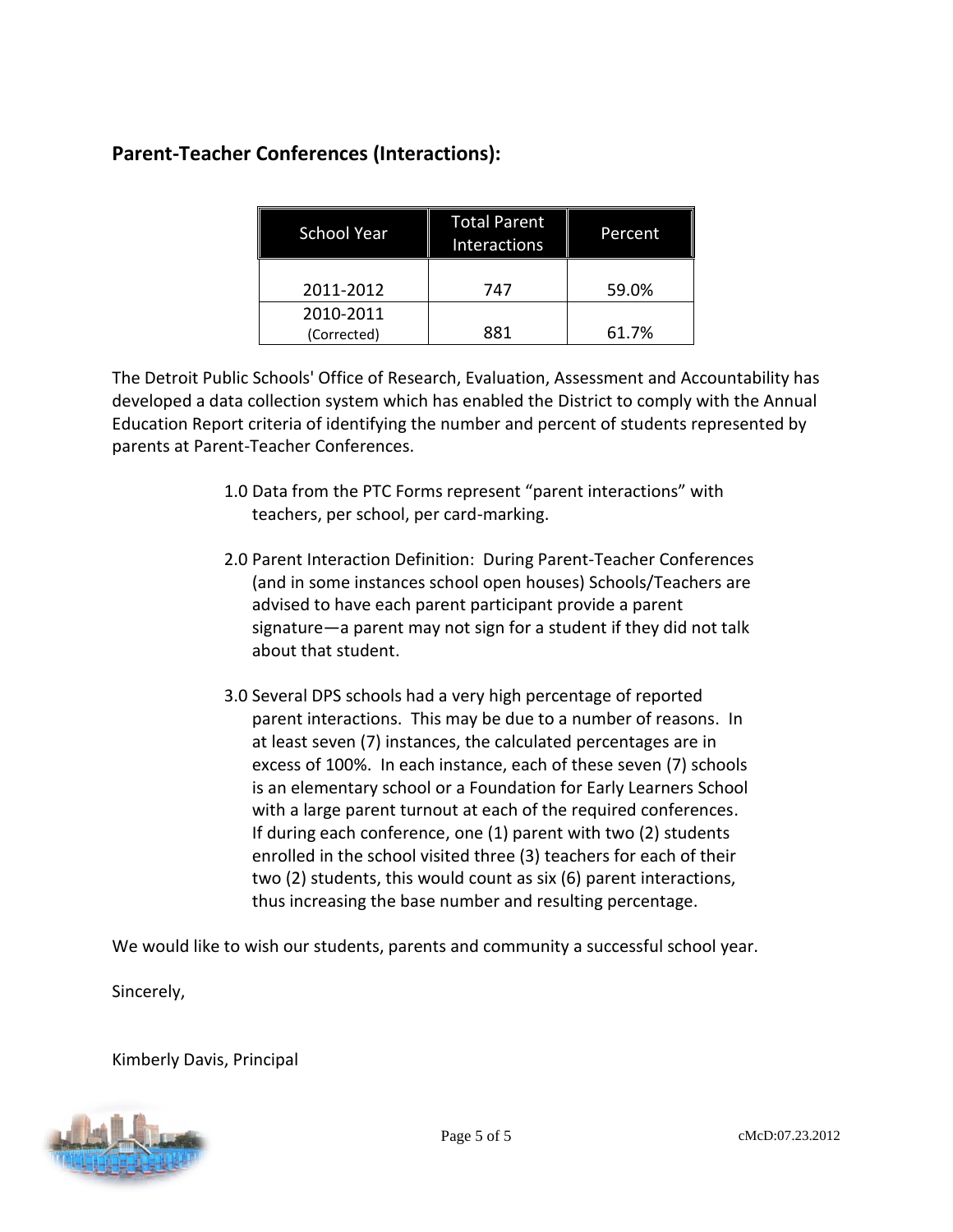## Parent-Teacher Conferences (Interactions):

| School Year | Total Parent Interactions | Percent |
|---|---|---|
| 2011-2012 | 747 | 59.0% |
| 2010-2011 (Corrected) | 881 | 61.7% |

The Detroit Public Schools' Office of Research, Evaluation, Assessment and Accountability has developed a data collection system which has enabled the District to comply with the Annual Education Report criteria of identifying the number and percent of students represented by parents at Parent-Teacher Conferences.

1.0 Data from the PTC Forms represent "parent interactions" with teachers, per school, per card-marking.

2.0 Parent Interaction Definition: During Parent-Teacher Conferences (and in some instances school open houses) Schools/Teachers are advised to have each parent participant provide a parent signature—a parent may not sign for a student if they did not talk about that student.

3.0 Several DPS schools had a very high percentage of reported parent interactions. This may be due to a number of reasons. In at least seven (7) instances, the calculated percentages are in excess of 100%. In each instance, each of these seven (7) schools is an elementary school or a Foundation for Early Learners School with a large parent turnout at each of the required conferences. If during each conference, one (1) parent with two (2) students enrolled in the school visited three (3) teachers for each of their two (2) students, this would count as six (6) parent interactions, thus increasing the base number and resulting percentage.

We would like to wish our students, parents and community a successful school year.

Sincerely,

Kimberly Davis, Principal

cMcD:07.23.2012